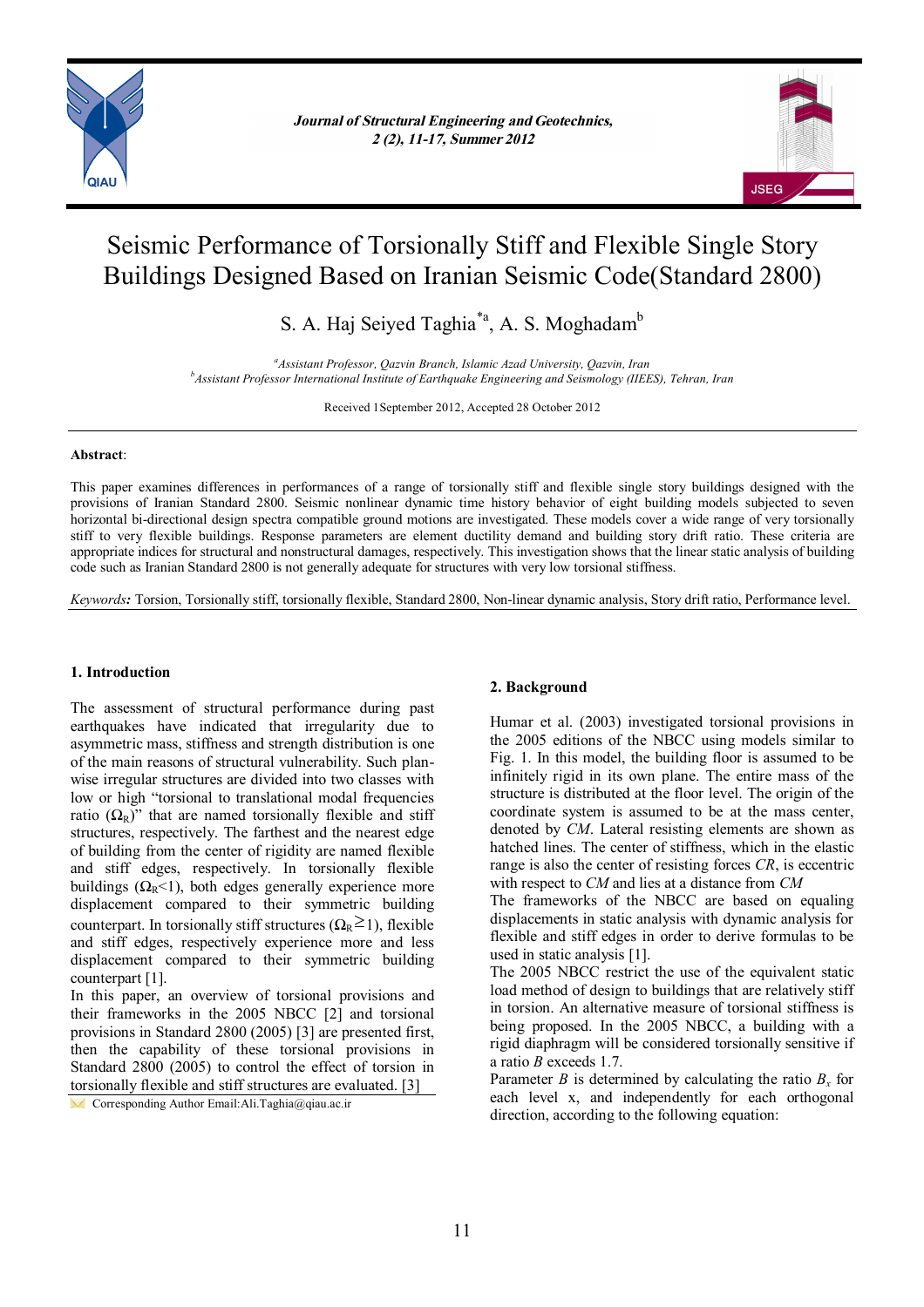# Seismic Performance of Torsionally Stiff and Flexible Single Story Buildings Designed Based on Iranian Seismic Code(Standard 2800)

S. A. Haj Seiyed Taghia[*a], A. S. Moghadam[b]

[a]*Assistant Professor, Qazvin Branch, Islamic Azad University, Qazvin, Iran*
[b]*Assistant Professor International Institute of Earthquake Engineering and Seismology (IIEES), Tehran, Iran*

Received 1September 2012, Accepted 28 October 2012

**Abstract**:

This paper examines differences in performances of a range of torsionally stiff and flexible single story buildings designed with the provisions of Iranian Standard 2800. Seismic nonlinear dynamic time history behavior of eight building models subjected to seven horizontal bi-directional design spectra compatible ground motions are investigated. These models cover a wide range of very torsionally stiff to very flexible buildings. Response parameters are element ductility demand and building story drift ratio. These criteria are appropriate indices for structural and nonstructural damages, respectively. This investigation shows that the linear static analysis of building code such as Iranian Standard 2800 is not generally adequate for structures with very low torsional stiffness.

*Keywords:* Torsion, Torsionally stiff, torsionally flexible, Standard 2800, Non-linear dynamic analysis, Story drift ratio, Performance level.

## 1. Introduction

The assessment of structural performance during past earthquakes have indicated that irregularity due to asymmetric mass, stiffness and strength distribution is one of the main reasons of structural vulnerability. Such plan-wise irregular structures are divided into two classes with low or high "torsional to translational modal frequencies ratio ($\Omega_R$)" that are named torsionally flexible and stiff structures, respectively. The farthest and the nearest edge of building from the center of rigidity are named flexible and stiff edges, respectively. In torsionally flexible buildings ($\Omega_R$<1), both edges generally experience more displacement compared to their symmetric building counterpart. In torsionally stiff structures ($\Omega_R \geq 1$), flexible and stiff edges, respectively experience more and less displacement compared to their symmetric building counterpart [1].

In this paper, an overview of torsional provisions and their frameworks in the 2005 NBCC [2] and torsional provisions in Standard 2800 (2005) [3] are presented first, then the capability of these torsional provisions in Standard 2800 (2005) to control the effect of torsion in torsionally flexible and stiff structures are evaluated. [3]

Corresponding Author Email:Ali.Taghia@qiau.ac.ir

## 2. Background

Humar et al. (2003) investigated torsional provisions in the 2005 editions of the NBCC using models similar to Fig. 1. In this model, the building floor is assumed to be infinitely rigid in its own plane. The entire mass of the structure is distributed at the floor level. The origin of the coordinate system is assumed to be at the mass center, denoted by *CM*. Lateral resisting elements are shown as hatched lines. The center of stiffness, which in the elastic range is also the center of resisting forces *CR*, is eccentric with respect to *CM* and lies at a distance from *CM*

The frameworks of the NBCC are based on equaling displacements in static analysis with dynamic analysis for flexible and stiff edges in order to derive formulas to be used in static analysis [1].

The 2005 NBCC restrict the use of the equivalent static load method of design to buildings that are relatively stiff in torsion. An alternative measure of torsional stiffness is being proposed. In the 2005 NBCC, a building with a rigid diaphragm will be considered torsionally sensitive if a ratio *B* exceeds 1.7.

Parameter *B* is determined by calculating the ratio $B_x$ for each level x, and independently for each orthogonal direction, according to the following equation: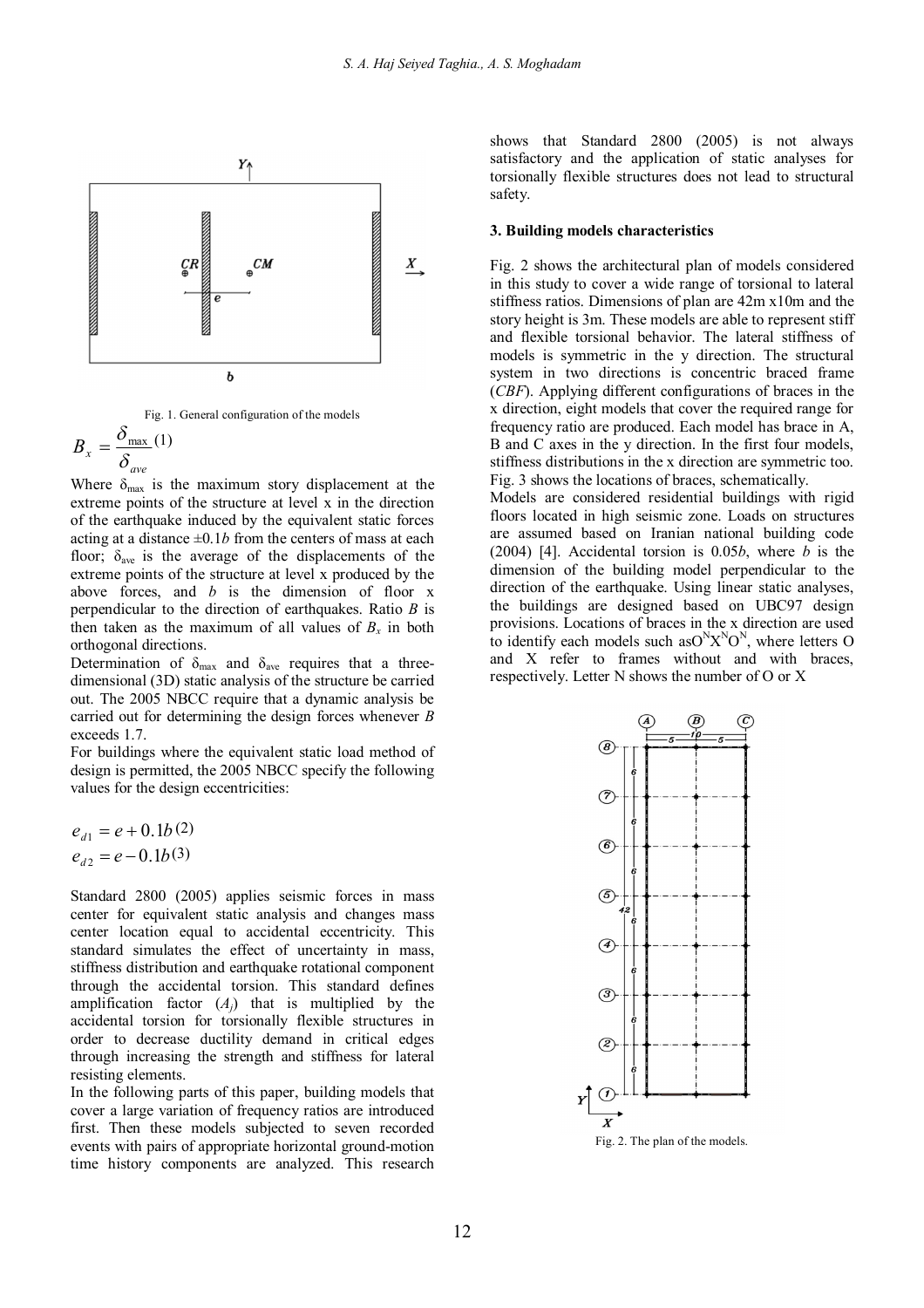Fig. 1. General configuration of the models

$$B_x = \frac{\delta_{max}}{\delta_{ave}} \quad (1)$$

Where $\delta_{max}$ is the maximum story displacement at the extreme points of the structure at level x in the direction of the earthquake induced by the equivalent static forces acting at a distance $\pm 0.1b$ from the centers of mass at each floor; $\delta_{ave}$ is the average of the displacements of the extreme points of the structure at level x produced by the above forces, and $b$ is the dimension of floor x perpendicular to the direction of earthquakes. Ratio $B$ is then taken as the maximum of all values of $B_x$ in both orthogonal directions.

Determination of $\delta_{max}$ and $\delta_{ave}$ requires that a three-dimensional (3D) static analysis of the structure be carried out. The 2005 NBCC require that a dynamic analysis be carried out for determining the design forces whenever $B$ exceeds 1.7.

For buildings where the equivalent static load method of design is permitted, the 2005 NBCC specify the following values for the design eccentricities:

$$e_{d1} = e + 0.1b \quad (2)$$

$$e_{d2} = e - 0.1b \quad (3)$$

Standard 2800 (2005) applies seismic forces in mass center for equivalent static analysis and changes mass center location equal to accidental eccentricity. This standard simulates the effect of uncertainty in mass, stiffness distribution and earthquake rotational component through the accidental torsion. This standard defines amplification factor ($A_j$) that is multiplied by the accidental torsion for torsionally flexible structures in order to decrease ductility demand in critical edges through increasing the strength and stiffness for lateral resisting elements.

In the following parts of this paper, building models that cover a large variation of frequency ratios are introduced first. Then these models subjected to seven recorded events with pairs of appropriate horizontal ground-motion time history components are analyzed. This research shows that Standard 2800 (2005) is not always satisfactory and the application of static analyses for torsionally flexible structures does not lead to structural safety.

### 3. Building models characteristics

Fig. 2 shows the architectural plan of models considered in this study to cover a wide range of torsional to lateral stiffness ratios. Dimensions of plan are 42m x10m and the story height is 3m. These models are able to represent stiff and flexible torsional behavior. The lateral stiffness of models is symmetric in the y direction. The structural system in two directions is concentric braced frame (*CBF*). Applying different configurations of braces in the x direction, eight models that cover the required range for frequency ratio are produced. Each model has brace in A, B and C axes in the y direction. In the first four models, stiffness distributions in the x direction are symmetric too. Fig. 3 shows the locations of braces, schematically.

Models are considered residential buildings with rigid floors located in high seismic zone. Loads on structures are assumed based on Iranian national building code (2004) [4]. Accidental torsion is $0.05b$, where $b$ is the dimension of the building model perpendicular to the direction of the earthquake. Using linear static analyses, the buildings are designed based on UBC97 design provisions. Locations of braces in the x direction are used to identify each models such as $O^N X^N O^N$, where letters O and X refer to frames without and with braces, respectively. Letter N shows the number of O or X

Fig. 2. The plan of the models.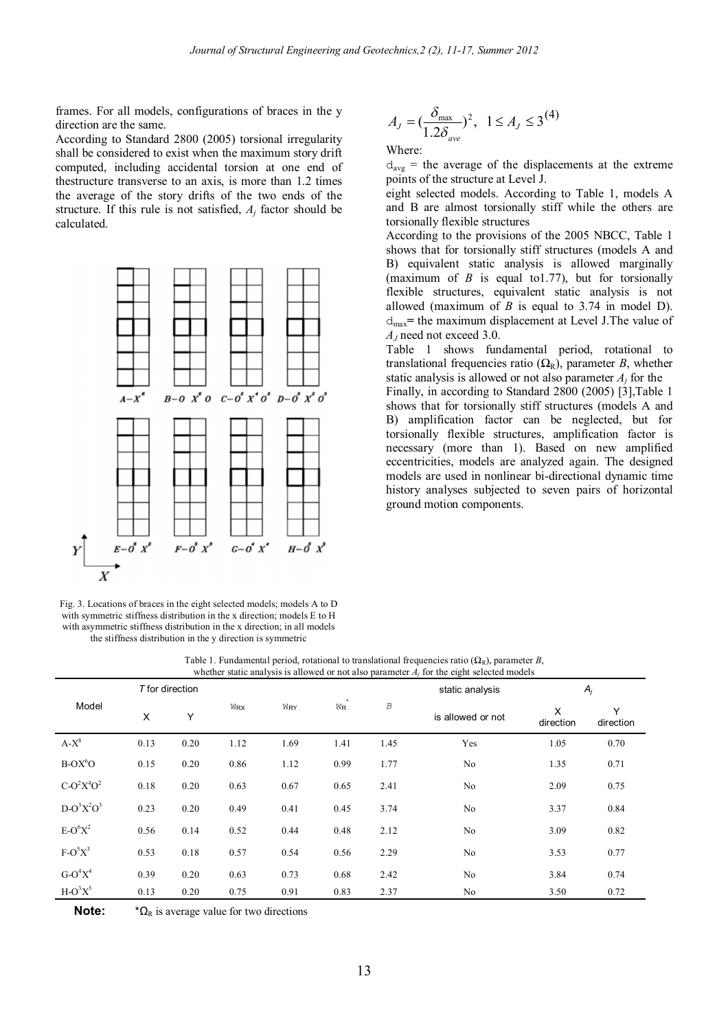frames. For all models, configurations of braces in the y direction are the same.

According to Standard 2800 (2005) torsional irregularity shall be considered to exist when the maximum story drift computed, including accidental torsion at one end of thestructure transverse to an axis, is more than 1.2 times the average of the story drifts of the two ends of the structure. If this rule is not satisfied, $A_j$ factor should be calculated.

Fig. 3. Locations of braces in the eight selected models; models A to D with symmetric stiffness distribution in the x direction; models E to H with asymmetric stiffness distribution in the x direction; in all models the stiffness distribution in the y direction is symmetric

$$A_J = (\frac{\delta_{max}}{1.2\delta_{ave}})^2, \quad 1 \le A_J \le 3 \quad (4)$$

Where:

$d_{avg}$ = the average of the displacements at the extreme points of the structure at Level J.

eight selected models. According to Table 1, models A and B are almost torsionally stiff while the others are torsionally flexible structures

According to the provisions of the 2005 NBCC, Table 1 shows that for torsionally stiff structures (models A and B) equivalent static analysis is allowed marginally (maximum of $B$ is equal to1.77), but for torsionally flexible structures, equivalent static analysis is not allowed (maximum of $B$ is equal to 3.74 in model D). $d_{max}$= the maximum displacement at Level J.The value of $A_J$ need not exceed 3.0.

Table 1 shows fundamental period, rotational to translational frequencies ratio ($\Omega_R$), parameter $B$, whether static analysis is allowed or not also parameter $A_j$ for the

Finally, in according to Standard 2800 (2005) [3],Table 1 shows that for torsionally stiff structures (models A and B) amplification factor can be neglected, but for torsionally flexible structures, amplification factor is necessary (more than 1). Based on new amplified eccentricities, models are analyzed again. The designed models are used in nonlinear bi-directional dynamic time history analyses subjected to seven pairs of horizontal ground motion components.

Table 1. Fundamental period, rotational to translational frequencies ratio ($\Omega_R$), parameter $B$, whether static analysis is allowed or not also parameter $A_j$ for the eight selected models

| Model | $T$ for direction | | $\omega_{RX}$ | $\omega_{RY}$ | $\omega_R^*$ | $B$ | static analysis | $A_j$ | |
|---|---|---|---|---|---|---|---|---|---|
| | X | Y | | | | | is allowed or not | X direction | Y direction |
| $A\text{-}X^8$ | 0.13 | 0.20 | 1.12 | 1.69 | 1.41 | 1.45 | Yes | 1.05 | 0.70 |
| $B\text{-}OX^6O$ | 0.15 | 0.20 | 0.86 | 1.12 | 0.99 | 1.77 | No | 1.35 | 0.71 |
| $C\text{-}O^2X^4O^2$ | 0.18 | 0.20 | 0.63 | 0.67 | 0.65 | 2.41 | No | 2.09 | 0.75 |
| $D\text{-}O^3X^2O^3$ | 0.23 | 0.20 | 0.49 | 0.41 | 0.45 | 3.74 | No | 3.37 | 0.84 |
| $E\text{-}O^6X^2$ | 0.56 | 0.14 | 0.52 | 0.44 | 0.48 | 2.12 | No | 3.09 | 0.82 |
| $F\text{-}O^5X^3$ | 0.53 | 0.18 | 0.57 | 0.54 | 0.56 | 2.29 | No | 3.53 | 0.77 |
| $G\text{-}O^4X^4$ | 0.39 | 0.20 | 0.63 | 0.73 | 0.68 | 2.42 | No | 3.84 | 0.74 |
| $H\text{-}O^3X^5$ | 0.13 | 0.20 | 0.75 | 0.91 | 0.83 | 2.37 | No | 3.50 | 0.72 |

**Note:** $^*\Omega_R$ is average value for two directions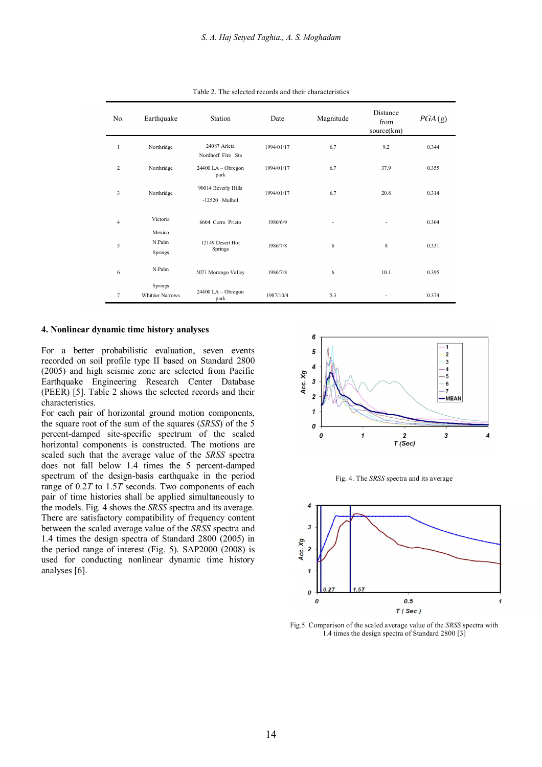Table 2. The selected records and their characteristics

| No. | Earthquake | Station | Date | Magnitude | Distance from source(km) | *PGA* (g) |
|---|---|---|---|---|---|---|
| 1 | Northridge | 24087 Arleta Nordhoff Fire Sta | 1994/01/17 | 6.7 | 9.2 | 0.344 |
| 2 | Northridge | 24400 LA – Obregon park | 1994/01/17 | 6.7 | 37.9 | 0.355 |
| 3 | Northridge | 90014 Beverly Hills -12520 Mulhol | 1994/01/17 | 6.7 | 20.8 | 0.314 |
| 4 | Victoria Mexico | 6604 Cerro Prieto | 1980/6/9 | - | - | 0.304 |
| 5 | N.Palm Springs | 12149 Desert Hot Springs | 1986/7/8 | 6 | 8 | 0.331 |
| 6 | N.Palm Springs | 5071 Morongo Valley | 1986/7/8 | 6 | 10.1 | 0.395 |
| 7 | Whittier Narrows | 24400 LA – Obregon park | 1987/10/4 | 5.3 | - | 0.374 |

## 4. Nonlinear dynamic time history analyses

For a better probabilistic evaluation, seven events recorded on soil profile type II based on Standard 2800 (2005) and high seismic zone are selected from Pacific Earthquake Engineering Research Center Database (PEER) [5]. Table 2 shows the selected records and their characteristics.

For each pair of horizontal ground motion components, the square root of the sum of the squares (*SRSS*) of the 5 percent-damped site-specific spectrum of the scaled horizontal components is constructed. The motions are scaled such that the average value of the *SRSS* spectra does not fall below 1.4 times the 5 percent-damped spectrum of the design-basis earthquake in the period range of $0.2T$ to $1.5T$ seconds. Two components of each pair of time histories shall be applied simultaneously to the models. Fig. 4 shows the *SRSS* spectra and its average. There are satisfactory compatibility of frequency content between the scaled average value of the *SRSS* spectra and 1.4 times the design spectra of Standard 2800 (2005) in the period range of interest (Fig. 5). SAP2000 (2008) is used for conducting nonlinear dynamic time history analyses [6].

Fig. 4. The *SRSS* spectra and its average

Fig.5. Comparison of the scaled average value of the *SRSS* spectra with 1.4 times the design spectra of Standard 2800 [3]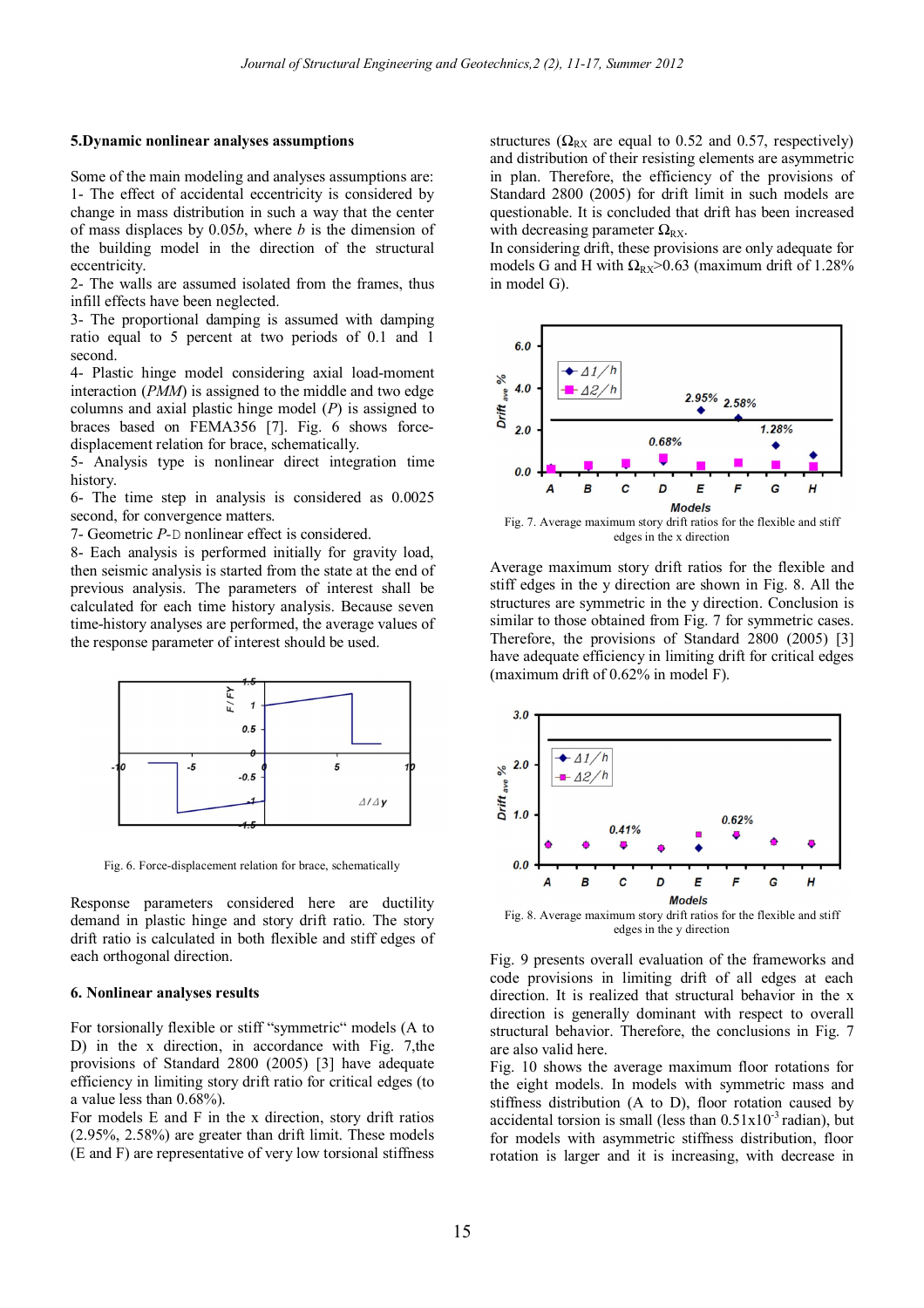## 5.Dynamic nonlinear analyses assumptions

Some of the main modeling and analyses assumptions are:

1- The effect of accidental eccentricity is considered by change in mass distribution in such a way that the center of mass displaces by 0.05*b*, where *b* is the dimension of the building model in the direction of the structural eccentricity.

2- The walls are assumed isolated from the frames, thus infill effects have been neglected.

3- The proportional damping is assumed with damping ratio equal to 5 percent at two periods of 0.1 and 1 second.

4- Plastic hinge model considering axial load-moment interaction (*PMM*) is assigned to the middle and two edge columns and axial plastic hinge model (*P*) is assigned to braces based on FEMA356 [7]. Fig. 6 shows force-displacement relation for brace, schematically.

5- Analysis type is nonlinear direct integration time history.

6- The time step in analysis is considered as 0.0025 second, for convergence matters.

7- Geometric *P*-Δ nonlinear effect is considered.

8- Each analysis is performed initially for gravity load, then seismic analysis is started from the state at the end of previous analysis. The parameters of interest shall be calculated for each time history analysis. Because seven time-history analyses are performed, the average values of the response parameter of interest should be used.

Fig. 6. Force-displacement relation for brace, schematically

Response parameters considered here are ductility demand in plastic hinge and story drift ratio. The story drift ratio is calculated in both flexible and stiff edges of each orthogonal direction.

## 6. Nonlinear analyses results

For torsionally flexible or stiff "symmetric" models (A to D) in the x direction, in accordance with Fig. 7,the provisions of Standard 2800 (2005) [3] have adequate efficiency in limiting story drift ratio for critical edges (to a value less than 0.68%).

For models E and F in the x direction, story drift ratios (2.95%, 2.58%) are greater than drift limit. These models (E and F) are representative of very low torsional stiffness structures ($\Omega_{RX}$ are equal to 0.52 and 0.57, respectively) and distribution of their resisting elements are asymmetric in plan. Therefore, the efficiency of the provisions of Standard 2800 (2005) for drift limit in such models are questionable. It is concluded that drift has been increased with decreasing parameter $\Omega_{RX}$.

In considering drift, these provisions are only adequate for models G and H with $\Omega_{RX}$>0.63 (maximum drift of 1.28% in model G).

Fig. 7. Average maximum story drift ratios for the flexible and stiff edges in the x direction

Average maximum story drift ratios for the flexible and stiff edges in the y direction are shown in Fig. 8. All the structures are symmetric in the y direction. Conclusion is similar to those obtained from Fig. 7 for symmetric cases. Therefore, the provisions of Standard 2800 (2005) [3] have adequate efficiency in limiting drift for critical edges (maximum drift of 0.62% in model F).

Fig. 8. Average maximum story drift ratios for the flexible and stiff edges in the y direction

Fig. 9 presents overall evaluation of the frameworks and code provisions in limiting drift of all edges at each direction. It is realized that structural behavior in the x direction is generally dominant with respect to overall structural behavior. Therefore, the conclusions in Fig. 7 are also valid here.

Fig. 10 shows the average maximum floor rotations for the eight models. In models with symmetric mass and stiffness distribution (A to D), floor rotation caused by accidental torsion is small (less than $0.51 \times 10^{-3}$ radian), but for models with asymmetric stiffness distribution, floor rotation is larger and it is increasing, with decrease in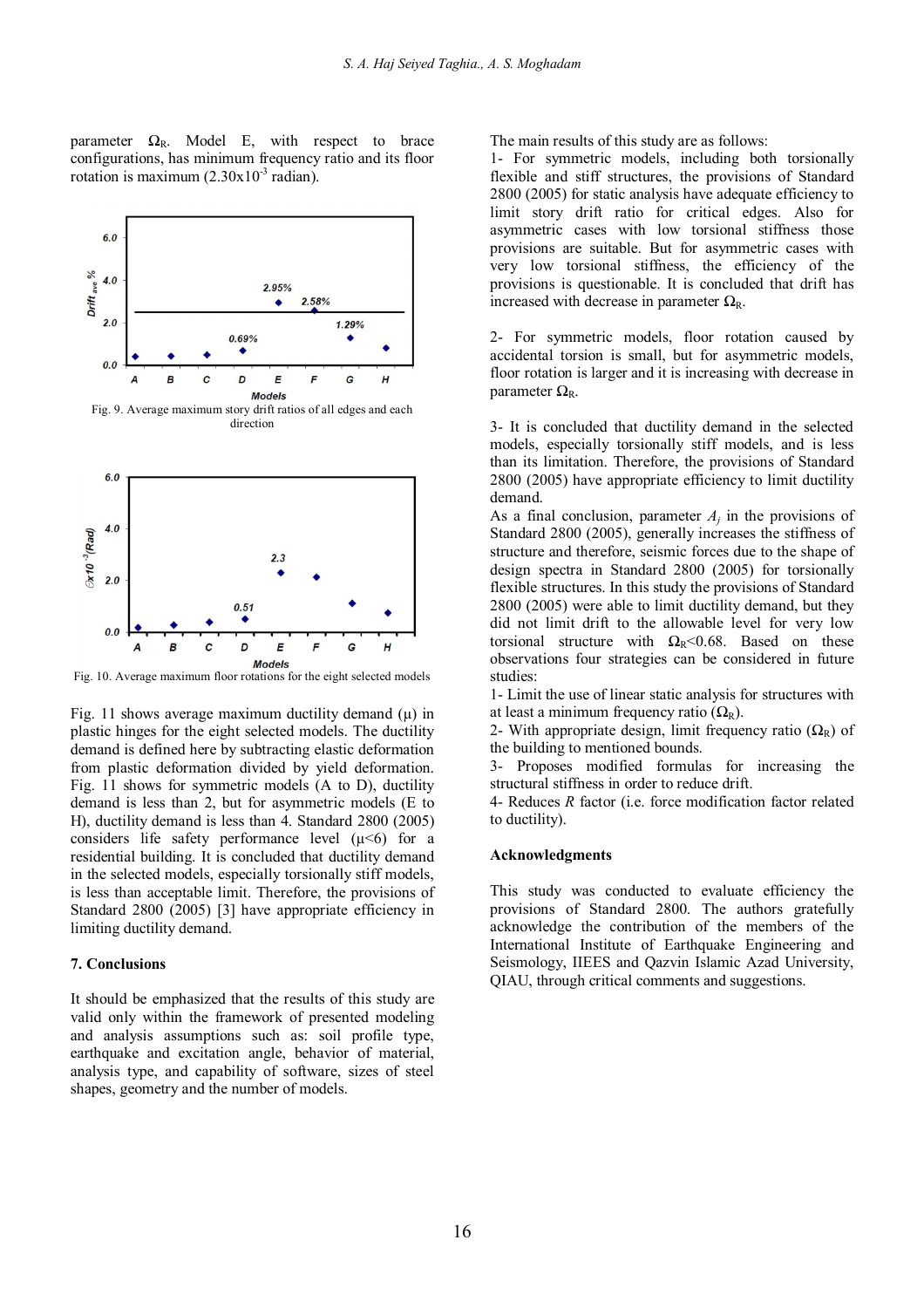parameter $\Omega_R$. Model E, with respect to brace configurations, has minimum frequency ratio and its floor rotation is maximum ($2.30 \times 10^{-3}$ radian).

Fig. 9. Average maximum story drift ratios of all edges and each direction

Fig. 10. Average maximum floor rotations for the eight selected models

Fig. 11 shows average maximum ductility demand ($\mu$) in plastic hinges for the eight selected models. The ductility demand is defined here by subtracting elastic deformation from plastic deformation divided by yield deformation. Fig. 11 shows for symmetric models (A to D), ductility demand is less than 2, but for asymmetric models (E to H), ductility demand is less than 4. Standard 2800 (2005) considers life safety performance level ($\mu$<6) for a residential building. It is concluded that ductility demand in the selected models, especially torsionally stiff models, is less than acceptable limit. Therefore, the provisions of Standard 2800 (2005) [3] have appropriate efficiency in limiting ductility demand.

## 7. Conclusions

It should be emphasized that the results of this study are valid only within the framework of presented modeling and analysis assumptions such as: soil profile type, earthquake and excitation angle, behavior of material, analysis type, and capability of software, sizes of steel shapes, geometry and the number of models.

The main results of this study are as follows:

1- For symmetric models, including both torsionally flexible and stiff structures, the provisions of Standard 2800 (2005) for static analysis have adequate efficiency to limit story drift ratio for critical edges. Also for asymmetric cases with low torsional stiffness those provisions are suitable. But for asymmetric cases with very low torsional stiffness, the efficiency of the provisions is questionable. It is concluded that drift has increased with decrease in parameter $\Omega_R$.

2- For symmetric models, floor rotation caused by accidental torsion is small, but for asymmetric models, floor rotation is larger and it is increasing with decrease in parameter $\Omega_R$.

3- It is concluded that ductility demand in the selected models, especially torsionally stiff models, and is less than its limitation. Therefore, the provisions of Standard 2800 (2005) have appropriate efficiency to limit ductility demand.

As a final conclusion, parameter $A_j$ in the provisions of Standard 2800 (2005), generally increases the stiffness of structure and therefore, seismic forces due to the shape of design spectra in Standard 2800 (2005) for torsionally flexible structures. In this study the provisions of Standard 2800 (2005) were able to limit ductility demand, but they did not limit drift to the allowable level for very low torsional structure with $\Omega_R$<0.68. Based on these observations four strategies can be considered in future studies:

1- Limit the use of linear static analysis for structures with at least a minimum frequency ratio ($\Omega_R$).

2- With appropriate design, limit frequency ratio ($\Omega_R$) of the building to mentioned bounds.

3- Proposes modified formulas for increasing the structural stiffness in order to reduce drift.

4- Reduces $R$ factor (i.e. force modification factor related to ductility).

## Acknowledgments

This study was conducted to evaluate efficiency the provisions of Standard 2800. The authors gratefully acknowledge the contribution of the members of the International Institute of Earthquake Engineering and Seismology, IIEES and Qazvin Islamic Azad University, QIAU, through critical comments and suggestions.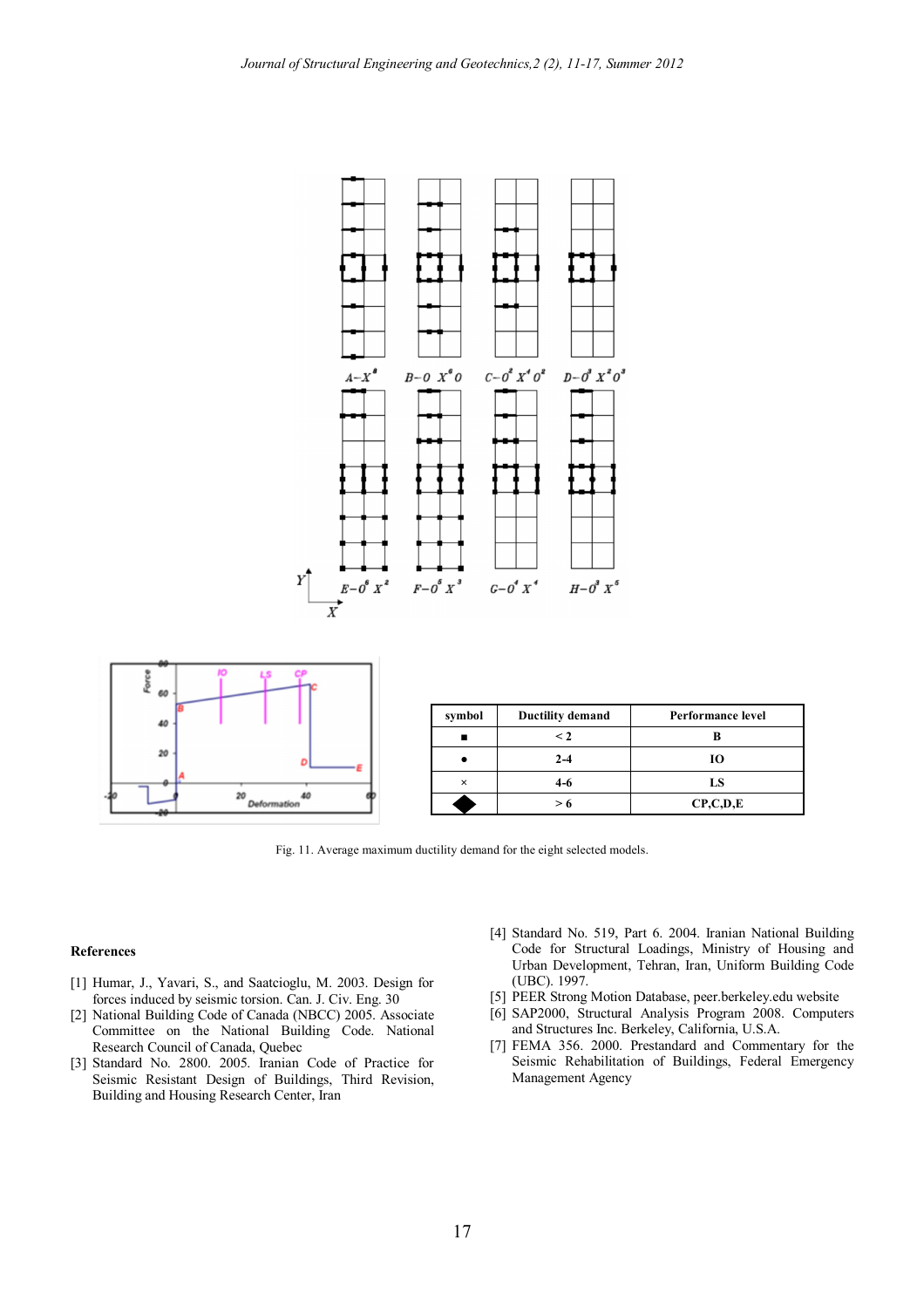A−X[8] B−O X[6]O C−O[2] X[4] O[2] D−O[3] X[2] O[3]

E−O[6] X[2] F−O[5] X[3] G−O[4] X[4] H−O[3] X[5]

Y

X

Force

80

60

40

20

0

-20

-20

0

20

40

60

Deformation

IO LS CP

A B C D E

| symbol | Ductility demand | Performance level |
|---|---|---|
| ■ | < 2 | B |
| ● | 2-4 | IO |
| × | 4-6 | LS |
| ◆ | > 6 | CP,C,D,E |

Fig. 11. Average maximum ductility demand for the eight selected models.

## References

[1] Humar, J., Yavari, S., and Saatcioglu, M. 2003. Design for forces induced by seismic torsion. Can. J. Civ. Eng. 30

[2] National Building Code of Canada (NBCC) 2005. Associate Committee on the National Building Code. National Research Council of Canada, Quebec

[3] Standard No. 2800. 2005. Iranian Code of Practice for Seismic Resistant Design of Buildings, Third Revision, Building and Housing Research Center, Iran

[4] Standard No. 519, Part 6. 2004. Iranian National Building Code for Structural Loadings, Ministry of Housing and Urban Development, Tehran, Iran, Uniform Building Code (UBC). 1997.

[5] PEER Strong Motion Database, peer.berkeley.edu website

[6] SAP2000, Structural Analysis Program 2008. Computers and Structures Inc. Berkeley, California, U.S.A.

[7] FEMA 356. 2000. Prestandard and Commentary for the Seismic Rehabilitation of Buildings, Federal Emergency Management Agency